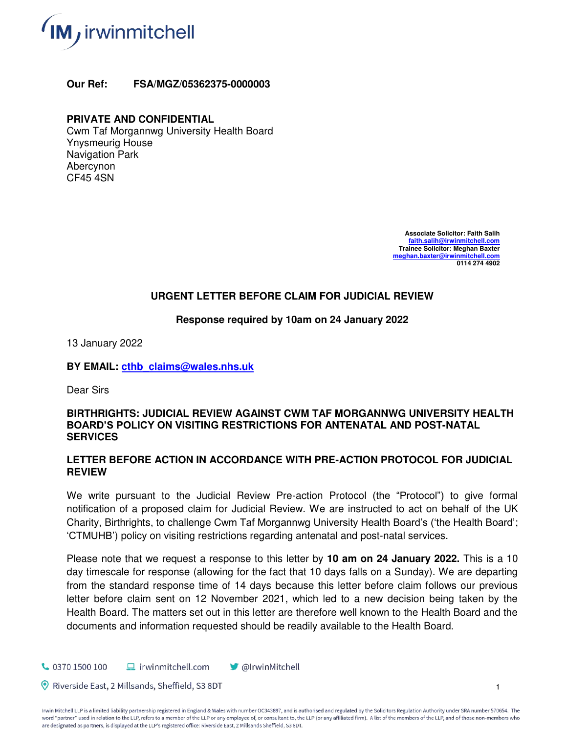**Our Ref: FSA/MGZ/05362375-0000003**

**PRIVATE AND CONFIDENTIAL**
Cwm Taf Morgannwg University Health Board
Ynysmeurig House
Navigation Park
Abercynon
CF45 4SN

**Associate Solicitor: Faith Salih**
**faith.salih@irwinmitchell.com**
**Trainee Solicitor: Meghan Baxter**
**meghan.baxter@irwinmitchell.com**
**0114 274 4902**

**URGENT LETTER BEFORE CLAIM FOR JUDICIAL REVIEW**

**Response required by 10am on 24 January 2022**

13 January 2022

**BY EMAIL: cthb_claims@wales.nhs.uk**

Dear Sirs

**BIRTHRIGHTS: JUDICIAL REVIEW AGAINST CWM TAF MORGANNWG UNIVERSITY HEALTH BOARD'S POLICY ON VISITING RESTRICTIONS FOR ANTENATAL AND POST-NATAL SERVICES**

**LETTER BEFORE ACTION IN ACCORDANCE WITH PRE-ACTION PROTOCOL FOR JUDICIAL REVIEW**

We write pursuant to the Judicial Review Pre-action Protocol (the "Protocol") to give formal notification of a proposed claim for Judicial Review. We are instructed to act on behalf of the UK Charity, Birthrights, to challenge Cwm Taf Morgannwg University Health Board's ('the Health Board'; 'CTMUHB') policy on visiting restrictions regarding antenatal and post-natal services.

Please note that we request a response to this letter by **10 am on 24 January 2022.** This is a 10 day timescale for response (allowing for the fact that 10 days falls on a Sunday). We are departing from the standard response time of 14 days because this letter before claim follows our previous letter before claim sent on 12 November 2021, which led to a new decision being taken by the Health Board. The matters set out in this letter are therefore well known to the Health Board and the documents and information requested should be readily available to the Health Board.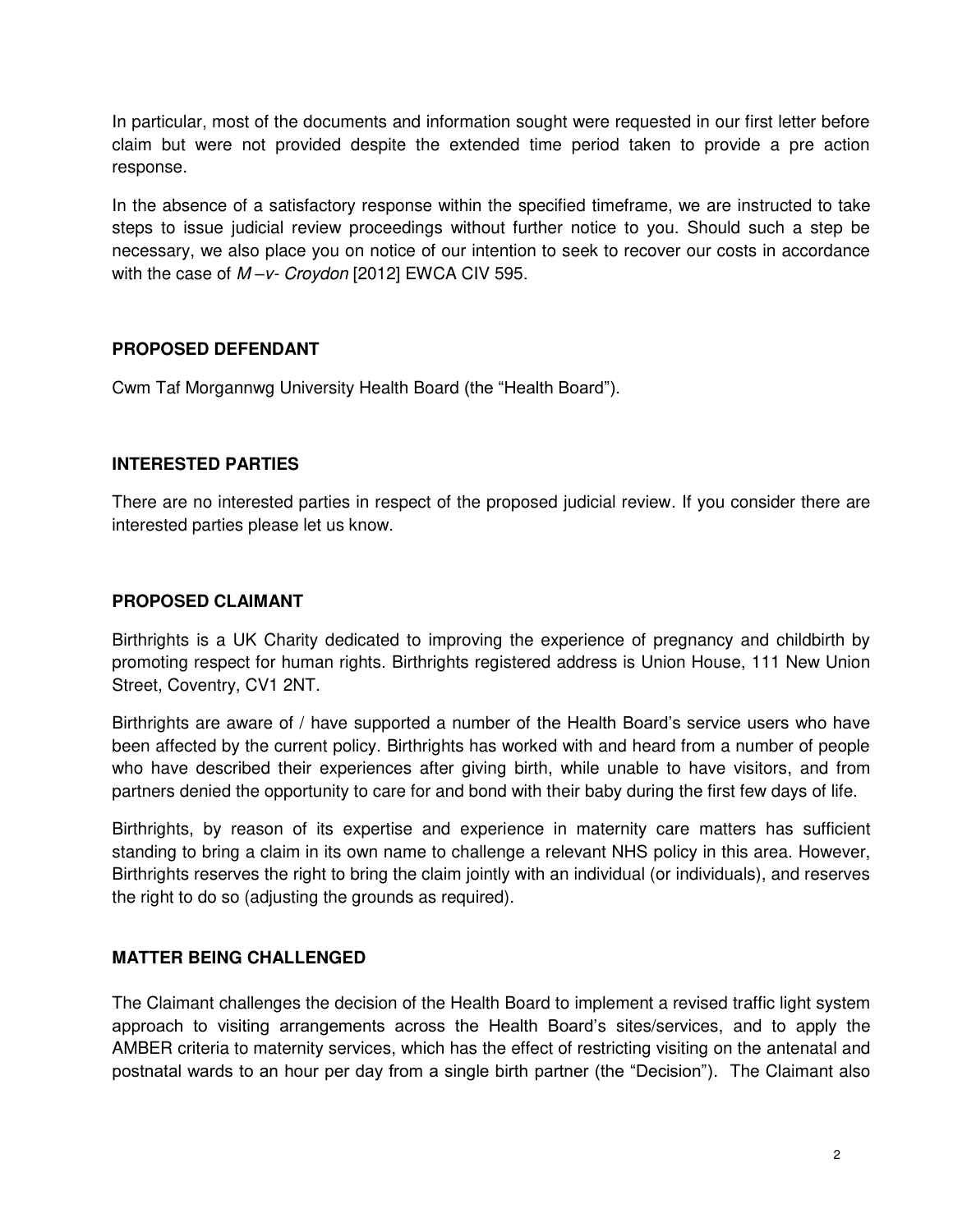In particular, most of the documents and information sought were requested in our first letter before claim but were not provided despite the extended time period taken to provide a pre action response.

In the absence of a satisfactory response within the specified timeframe, we are instructed to take steps to issue judicial review proceedings without further notice to you. Should such a step be necessary, we also place you on notice of our intention to seek to recover our costs in accordance with the case of *M –v- Croydon* [2012] EWCA CIV 595.

**PROPOSED DEFENDANT**

Cwm Taf Morgannwg University Health Board (the "Health Board").

**INTERESTED PARTIES**

There are no interested parties in respect of the proposed judicial review. If you consider there are interested parties please let us know.

**PROPOSED CLAIMANT**

Birthrights is a UK Charity dedicated to improving the experience of pregnancy and childbirth by promoting respect for human rights. Birthrights registered address is Union House, 111 New Union Street, Coventry, CV1 2NT.

Birthrights are aware of / have supported a number of the Health Board's service users who have been affected by the current policy. Birthrights has worked with and heard from a number of people who have described their experiences after giving birth, while unable to have visitors, and from partners denied the opportunity to care for and bond with their baby during the first few days of life.

Birthrights, by reason of its expertise and experience in maternity care matters has sufficient standing to bring a claim in its own name to challenge a relevant NHS policy in this area. However, Birthrights reserves the right to bring the claim jointly with an individual (or individuals), and reserves the right to do so (adjusting the grounds as required).

**MATTER BEING CHALLENGED**

The Claimant challenges the decision of the Health Board to implement a revised traffic light system approach to visiting arrangements across the Health Board's sites/services, and to apply the AMBER criteria to maternity services, which has the effect of restricting visiting on the antenatal and postnatal wards to an hour per day from a single birth partner (the "Decision"). The Claimant also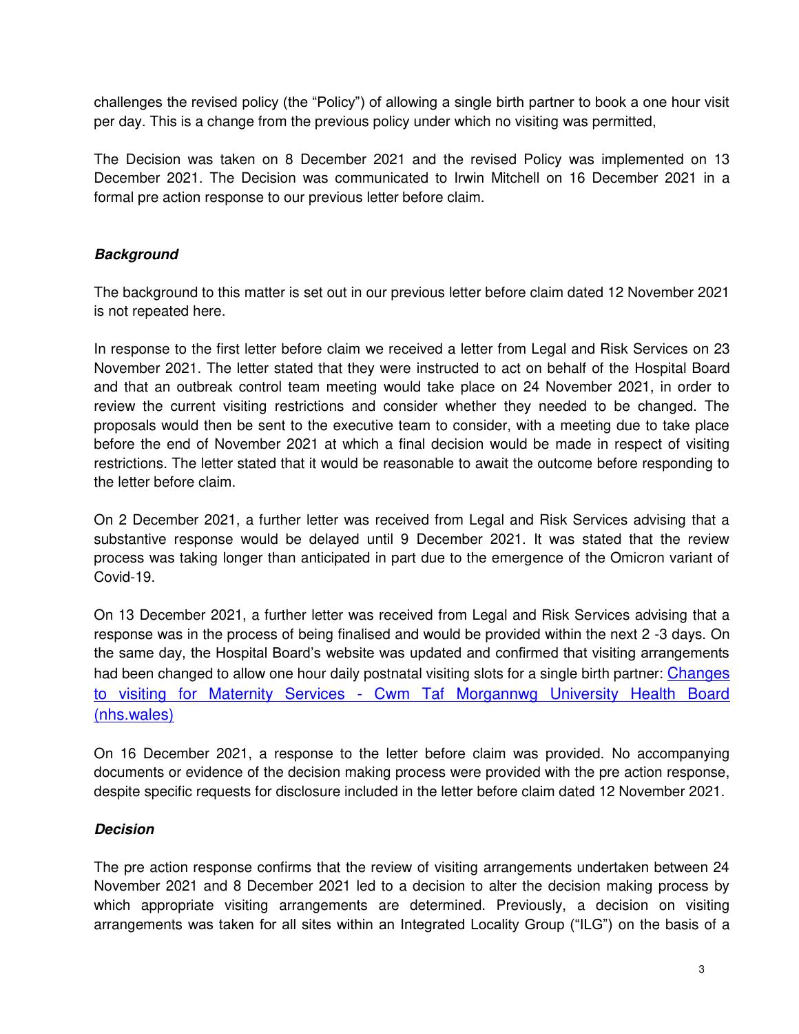challenges the revised policy (the "Policy") of allowing a single birth partner to book a one hour visit per day. This is a change from the previous policy under which no visiting was permitted,

The Decision was taken on 8 December 2021 and the revised Policy was implemented on 13 December 2021. The Decision was communicated to Irwin Mitchell on 16 December 2021 in a formal pre action response to our previous letter before claim.

***Background***

The background to this matter is set out in our previous letter before claim dated 12 November 2021 is not repeated here.

In response to the first letter before claim we received a letter from Legal and Risk Services on 23 November 2021. The letter stated that they were instructed to act on behalf of the Hospital Board and that an outbreak control team meeting would take place on 24 November 2021, in order to review the current visiting restrictions and consider whether they needed to be changed. The proposals would then be sent to the executive team to consider, with a meeting due to take place before the end of November 2021 at which a final decision would be made in respect of visiting restrictions. The letter stated that it would be reasonable to await the outcome before responding to the letter before claim.

On 2 December 2021, a further letter was received from Legal and Risk Services advising that a substantive response would be delayed until 9 December 2021. It was stated that the review process was taking longer than anticipated in part due to the emergence of the Omicron variant of Covid-19.

On 13 December 2021, a further letter was received from Legal and Risk Services advising that a response was in the process of being finalised and would be provided within the next 2 -3 days. On the same day, the Hospital Board's website was updated and confirmed that visiting arrangements had been changed to allow one hour daily postnatal visiting slots for a single birth partner: [Changes to visiting for Maternity Services - Cwm Taf Morgannwg University Health Board (nhs.wales)]

On 16 December 2021, a response to the letter before claim was provided. No accompanying documents or evidence of the decision making process were provided with the pre action response, despite specific requests for disclosure included in the letter before claim dated 12 November 2021.

***Decision***

The pre action response confirms that the review of visiting arrangements undertaken between 24 November 2021 and 8 December 2021 led to a decision to alter the decision making process by which appropriate visiting arrangements are determined. Previously, a decision on visiting arrangements was taken for all sites within an Integrated Locality Group ("ILG") on the basis of a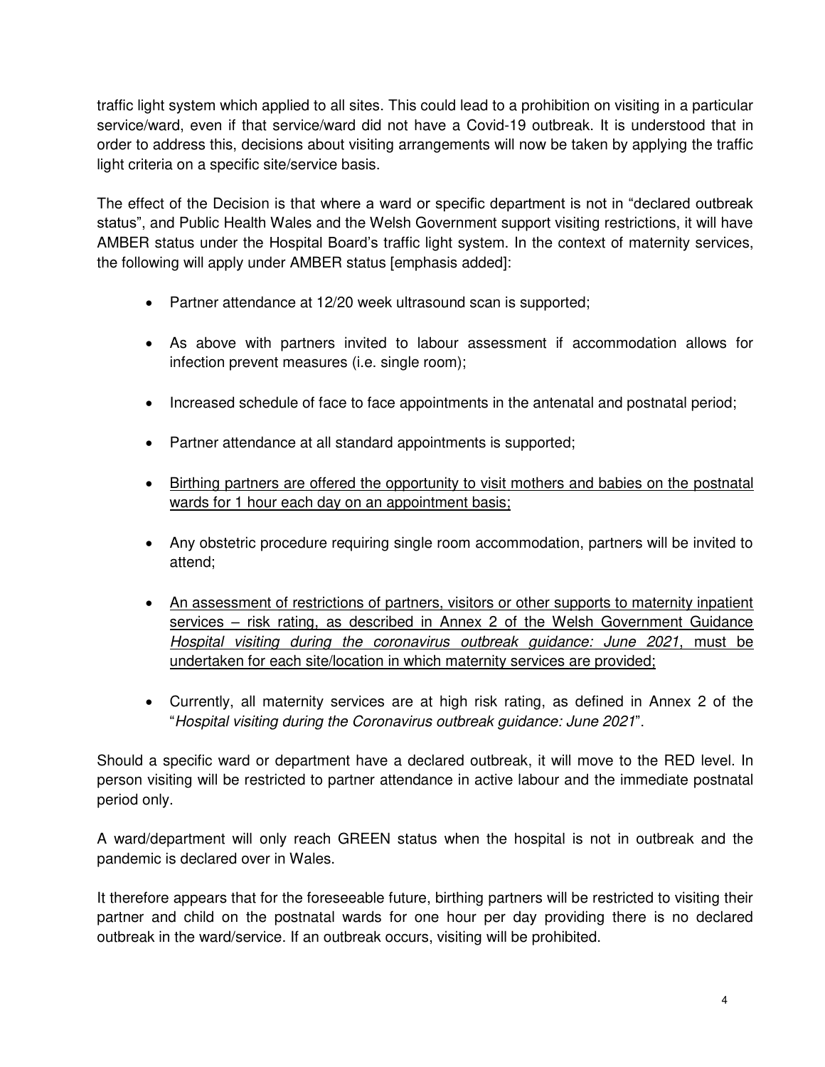traffic light system which applied to all sites. This could lead to a prohibition on visiting in a particular service/ward, even if that service/ward did not have a Covid-19 outbreak. It is understood that in order to address this, decisions about visiting arrangements will now be taken by applying the traffic light criteria on a specific site/service basis.

The effect of the Decision is that where a ward or specific department is not in "declared outbreak status", and Public Health Wales and the Welsh Government support visiting restrictions, it will have AMBER status under the Hospital Board's traffic light system. In the context of maternity services, the following will apply under AMBER status [emphasis added]:

- Partner attendance at 12/20 week ultrasound scan is supported;
- As above with partners invited to labour assessment if accommodation allows for infection prevent measures (i.e. single room);
- Increased schedule of face to face appointments in the antenatal and postnatal period;
- Partner attendance at all standard appointments is supported;
- <u>Birthing partners are offered the opportunity to visit mothers and babies on the postnatal wards for 1 hour each day on an appointment basis;</u>
- Any obstetric procedure requiring single room accommodation, partners will be invited to attend;
- <u>An assessment of restrictions of partners, visitors or other supports to maternity inpatient services – risk rating, as described in Annex 2 of the Welsh Government Guidance *Hospital visiting during the coronavirus outbreak guidance: June 2021,* must be undertaken for each site/location in which maternity services are provided;</u>
- Currently, all maternity services are at high risk rating, as defined in Annex 2 of the "*Hospital visiting during the Coronavirus outbreak guidance: June 2021*".

Should a specific ward or department have a declared outbreak, it will move to the RED level. In person visiting will be restricted to partner attendance in active labour and the immediate postnatal period only.

A ward/department will only reach GREEN status when the hospital is not in outbreak and the pandemic is declared over in Wales.

It therefore appears that for the foreseeable future, birthing partners will be restricted to visiting their partner and child on the postnatal wards for one hour per day providing there is no declared outbreak in the ward/service. If an outbreak occurs, visiting will be prohibited.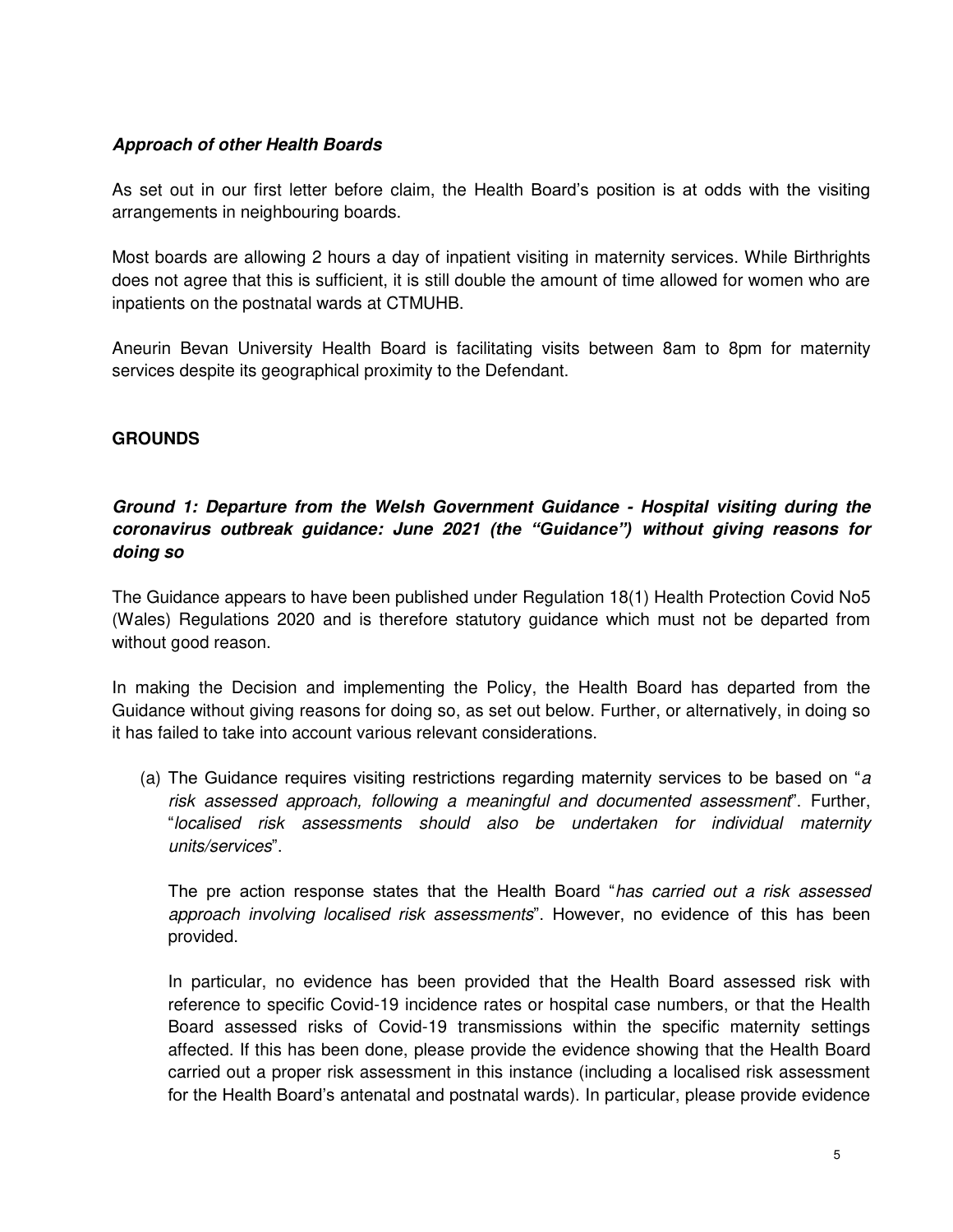***Approach of other Health Boards***

As set out in our first letter before claim, the Health Board's position is at odds with the visiting arrangements in neighbouring boards.

Most boards are allowing 2 hours a day of inpatient visiting in maternity services. While Birthrights does not agree that this is sufficient, it is still double the amount of time allowed for women who are inpatients on the postnatal wards at CTMUHB.

Aneurin Bevan University Health Board is facilitating visits between 8am to 8pm for maternity services despite its geographical proximity to the Defendant.

**GROUNDS**

***Ground 1: Departure from the Welsh Government Guidance - Hospital visiting during the coronavirus outbreak guidance: June 2021 (the "Guidance") without giving reasons for doing so***

The Guidance appears to have been published under Regulation 18(1) Health Protection Covid No5 (Wales) Regulations 2020 and is therefore statutory guidance which must not be departed from without good reason.

In making the Decision and implementing the Policy, the Health Board has departed from the Guidance without giving reasons for doing so, as set out below. Further, or alternatively, in doing so it has failed to take into account various relevant considerations.

(a) The Guidance requires visiting restrictions regarding maternity services to be based on "*a risk assessed approach, following a meaningful and documented assessment*". Further, "*localised risk assessments should also be undertaken for individual maternity units/services*".

The pre action response states that the Health Board "*has carried out a risk assessed approach involving localised risk assessments*". However, no evidence of this has been provided.

In particular, no evidence has been provided that the Health Board assessed risk with reference to specific Covid-19 incidence rates or hospital case numbers, or that the Health Board assessed risks of Covid-19 transmissions within the specific maternity settings affected. If this has been done, please provide the evidence showing that the Health Board carried out a proper risk assessment in this instance (including a localised risk assessment for the Health Board's antenatal and postnatal wards). In particular, please provide evidence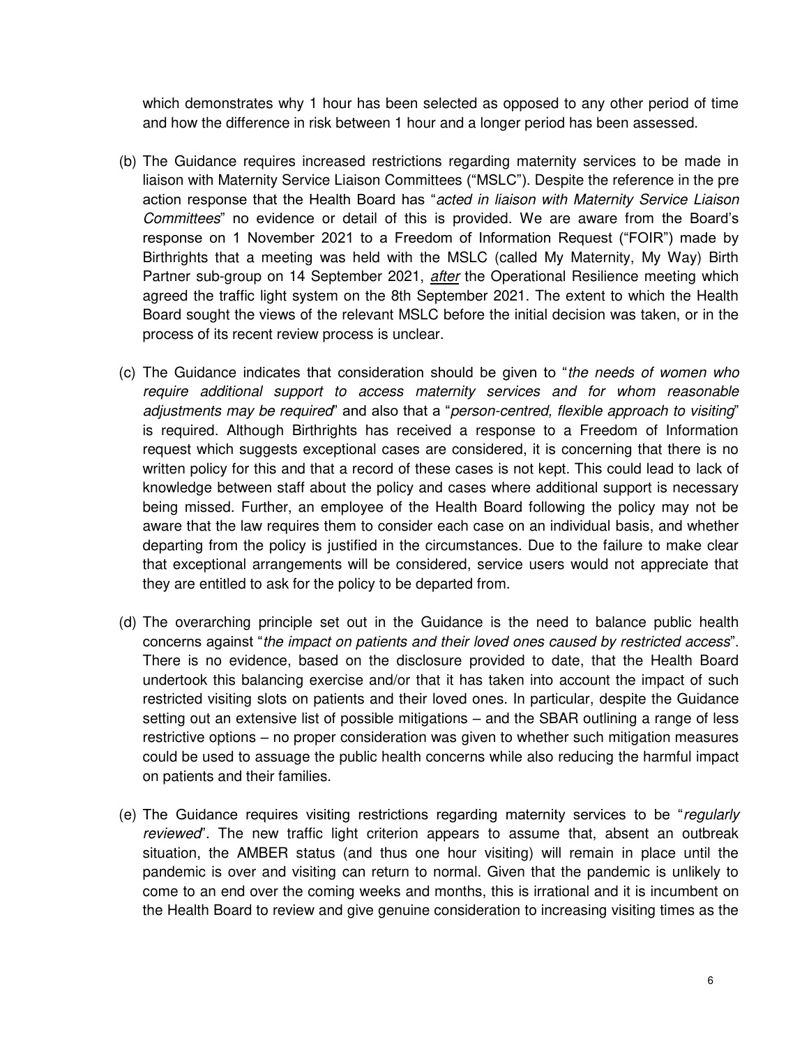which demonstrates why 1 hour has been selected as opposed to any other period of time and how the difference in risk between 1 hour and a longer period has been assessed.

(b) The Guidance requires increased restrictions regarding maternity services to be made in liaison with Maternity Service Liaison Committees ("MSLC"). Despite the reference in the pre action response that the Health Board has "*acted in liaison with Maternity Service Liaison Committees*" no evidence or detail of this is provided. We are aware from the Board's response on 1 November 2021 to a Freedom of Information Request ("FOIR") made by Birthrights that a meeting was held with the MSLC (called My Maternity, My Way) Birth Partner sub-group on 14 September 2021, <u>*after*</u> the Operational Resilience meeting which agreed the traffic light system on the 8th September 2021. The extent to which the Health Board sought the views of the relevant MSLC before the initial decision was taken, or in the process of its recent review process is unclear.

(c) The Guidance indicates that consideration should be given to "*the needs of women who require additional support to access maternity services and for whom reasonable adjustments may be required*" and also that a "*person-centred, flexible approach to visiting*" is required. Although Birthrights has received a response to a Freedom of Information request which suggests exceptional cases are considered, it is concerning that there is no written policy for this and that a record of these cases is not kept. This could lead to lack of knowledge between staff about the policy and cases where additional support is necessary being missed. Further, an employee of the Health Board following the policy may not be aware that the law requires them to consider each case on an individual basis, and whether departing from the policy is justified in the circumstances. Due to the failure to make clear that exceptional arrangements will be considered, service users would not appreciate that they are entitled to ask for the policy to be departed from.

(d) The overarching principle set out in the Guidance is the need to balance public health concerns against "*the impact on patients and their loved ones caused by restricted access*". There is no evidence, based on the disclosure provided to date, that the Health Board undertook this balancing exercise and/or that it has taken into account the impact of such restricted visiting slots on patients and their loved ones. In particular, despite the Guidance setting out an extensive list of possible mitigations – and the SBAR outlining a range of less restrictive options – no proper consideration was given to whether such mitigation measures could be used to assuage the public health concerns while also reducing the harmful impact on patients and their families.

(e) The Guidance requires visiting restrictions regarding maternity services to be "*regularly reviewed*". The new traffic light criterion appears to assume that, absent an outbreak situation, the AMBER status (and thus one hour visiting) will remain in place until the pandemic is over and visiting can return to normal. Given that the pandemic is unlikely to come to an end over the coming weeks and months, this is irrational and it is incumbent on the Health Board to review and give genuine consideration to increasing visiting times as the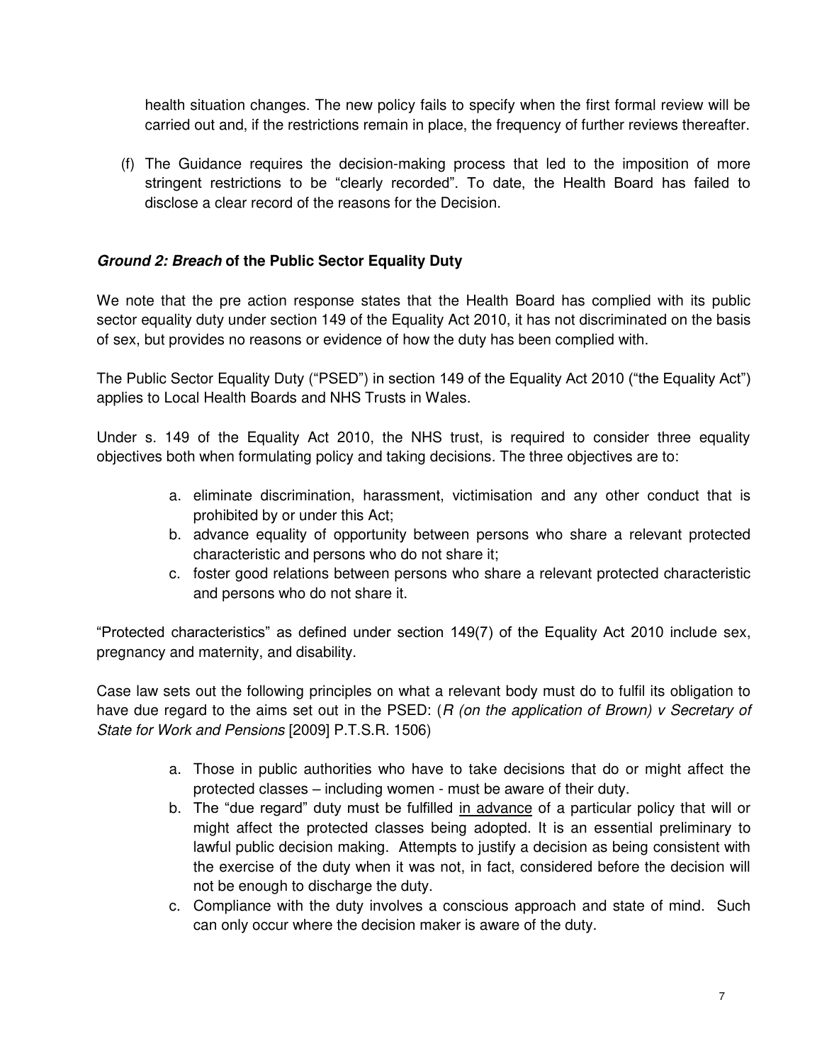health situation changes. The new policy fails to specify when the first formal review will be carried out and, if the restrictions remain in place, the frequency of further reviews thereafter.

(f) The Guidance requires the decision-making process that led to the imposition of more stringent restrictions to be "clearly recorded". To date, the Health Board has failed to disclose a clear record of the reasons for the Decision.

### ***Ground 2: Breach* of the Public Sector Equality Duty**

We note that the pre action response states that the Health Board has complied with its public sector equality duty under section 149 of the Equality Act 2010, it has not discriminated on the basis of sex, but provides no reasons or evidence of how the duty has been complied with.

The Public Sector Equality Duty ("PSED") in section 149 of the Equality Act 2010 ("the Equality Act") applies to Local Health Boards and NHS Trusts in Wales.

Under s. 149 of the Equality Act 2010, the NHS trust, is required to consider three equality objectives both when formulating policy and taking decisions. The three objectives are to:

a. eliminate discrimination, harassment, victimisation and any other conduct that is prohibited by or under this Act;
b. advance equality of opportunity between persons who share a relevant protected characteristic and persons who do not share it;
c. foster good relations between persons who share a relevant protected characteristic and persons who do not share it.

"Protected characteristics" as defined under section 149(7) of the Equality Act 2010 include sex, pregnancy and maternity, and disability.

Case law sets out the following principles on what a relevant body must do to fulfil its obligation to have due regard to the aims set out in the PSED: (*R (on the application of Brown) v Secretary of State for Work and Pensions* [2009] P.T.S.R. 1506)

a. Those in public authorities who have to take decisions that do or might affect the protected classes – including women - must be aware of their duty.
b. The "due regard" duty must be fulfilled <u>in advance</u> of a particular policy that will or might affect the protected classes being adopted. It is an essential preliminary to lawful public decision making. Attempts to justify a decision as being consistent with the exercise of the duty when it was not, in fact, considered before the decision will not be enough to discharge the duty.
c. Compliance with the duty involves a conscious approach and state of mind. Such can only occur where the decision maker is aware of the duty.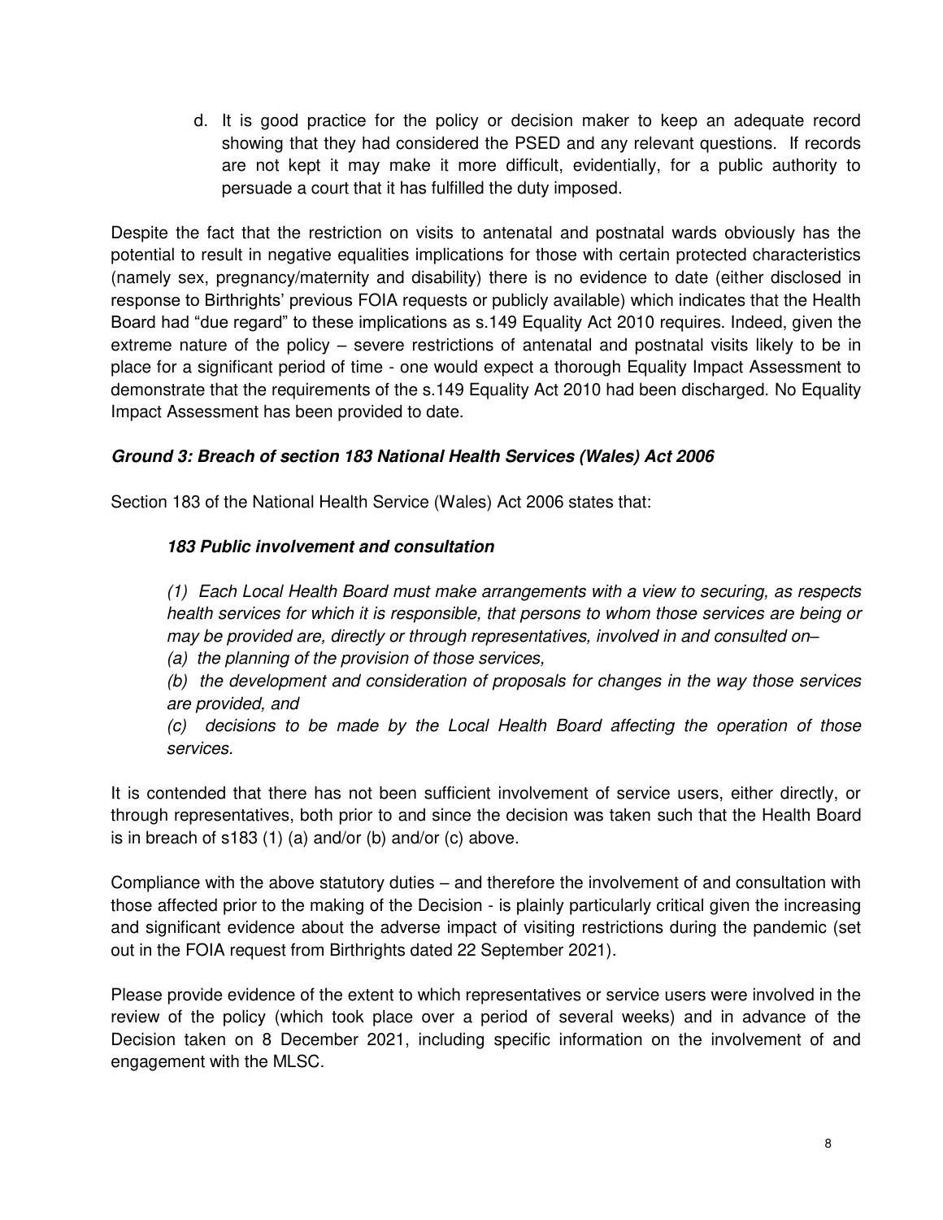d. It is good practice for the policy or decision maker to keep an adequate record showing that they had considered the PSED and any relevant questions. If records are not kept it may make it more difficult, evidentially, for a public authority to persuade a court that it has fulfilled the duty imposed.

Despite the fact that the restriction on visits to antenatal and postnatal wards obviously has the potential to result in negative equalities implications for those with certain protected characteristics (namely sex, pregnancy/maternity and disability) there is no evidence to date (either disclosed in response to Birthrights' previous FOIA requests or publicly available) which indicates that the Health Board had "due regard" to these implications as s.149 Equality Act 2010 requires. Indeed, given the extreme nature of the policy – severe restrictions of antenatal and postnatal visits likely to be in place for a significant period of time - one would expect a thorough Equality Impact Assessment to demonstrate that the requirements of the s.149 Equality Act 2010 had been discharged. No Equality Impact Assessment has been provided to date.

***Ground 3: Breach of section 183 National Health Services (Wales) Act 2006***

Section 183 of the National Health Service (Wales) Act 2006 states that:

> ***183 Public involvement and consultation***
>
> *(1) Each Local Health Board must make arrangements with a view to securing, as respects health services for which it is responsible, that persons to whom those services are being or may be provided are, directly or through representatives, involved in and consulted on–*
>
> *(a) the planning of the provision of those services,*
>
> *(b) the development and consideration of proposals for changes in the way those services are provided, and*
>
> *(c) decisions to be made by the Local Health Board affecting the operation of those services.*

It is contended that there has not been sufficient involvement of service users, either directly, or through representatives, both prior to and since the decision was taken such that the Health Board is in breach of s183 (1) (a) and/or (b) and/or (c) above.

Compliance with the above statutory duties – and therefore the involvement of and consultation with those affected prior to the making of the Decision - is plainly particularly critical given the increasing and significant evidence about the adverse impact of visiting restrictions during the pandemic (set out in the FOIA request from Birthrights dated 22 September 2021).

Please provide evidence of the extent to which representatives or service users were involved in the review of the policy (which took place over a period of several weeks) and in advance of the Decision taken on 8 December 2021, including specific information on the involvement of and engagement with the MLSC.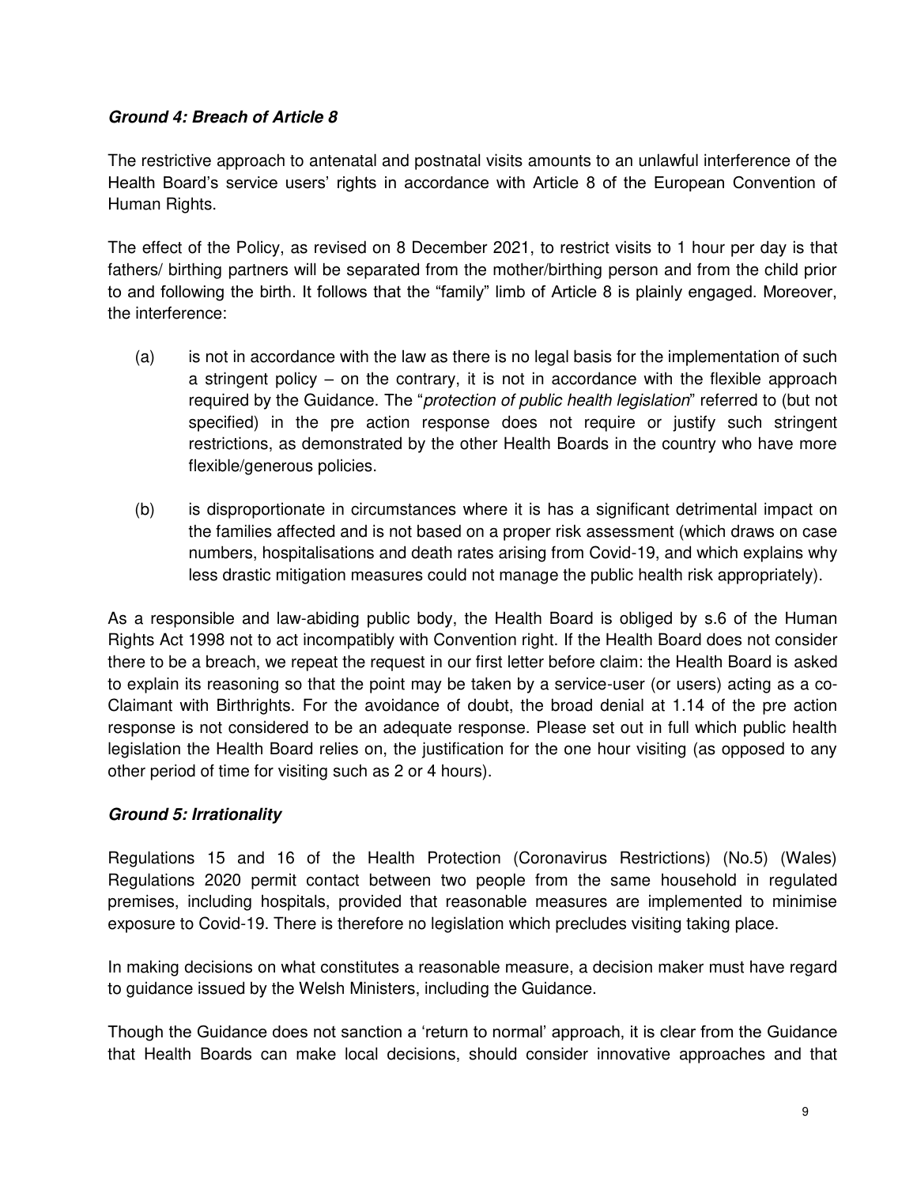***Ground 4: Breach of Article 8***

The restrictive approach to antenatal and postnatal visits amounts to an unlawful interference of the Health Board's service users' rights in accordance with Article 8 of the European Convention of Human Rights.

The effect of the Policy, as revised on 8 December 2021, to restrict visits to 1 hour per day is that fathers/ birthing partners will be separated from the mother/birthing person and from the child prior to and following the birth. It follows that the "family" limb of Article 8 is plainly engaged. Moreover, the interference:

(a) is not in accordance with the law as there is no legal basis for the implementation of such a stringent policy – on the contrary, it is not in accordance with the flexible approach required by the Guidance. The "*protection of public health legislation*" referred to (but not specified) in the pre action response does not require or justify such stringent restrictions, as demonstrated by the other Health Boards in the country who have more flexible/generous policies.

(b) is disproportionate in circumstances where it is has a significant detrimental impact on the families affected and is not based on a proper risk assessment (which draws on case numbers, hospitalisations and death rates arising from Covid-19, and which explains why less drastic mitigation measures could not manage the public health risk appropriately).

As a responsible and law-abiding public body, the Health Board is obliged by s.6 of the Human Rights Act 1998 not to act incompatibly with Convention right. If the Health Board does not consider there to be a breach, we repeat the request in our first letter before claim: the Health Board is asked to explain its reasoning so that the point may be taken by a service-user (or users) acting as a co-Claimant with Birthrights. For the avoidance of doubt, the broad denial at 1.14 of the pre action response is not considered to be an adequate response. Please set out in full which public health legislation the Health Board relies on, the justification for the one hour visiting (as opposed to any other period of time for visiting such as 2 or 4 hours).

***Ground 5: Irrationality***

Regulations 15 and 16 of the Health Protection (Coronavirus Restrictions) (No.5) (Wales) Regulations 2020 permit contact between two people from the same household in regulated premises, including hospitals, provided that reasonable measures are implemented to minimise exposure to Covid-19. There is therefore no legislation which precludes visiting taking place.

In making decisions on what constitutes a reasonable measure, a decision maker must have regard to guidance issued by the Welsh Ministers, including the Guidance.

Though the Guidance does not sanction a 'return to normal' approach, it is clear from the Guidance that Health Boards can make local decisions, should consider innovative approaches and that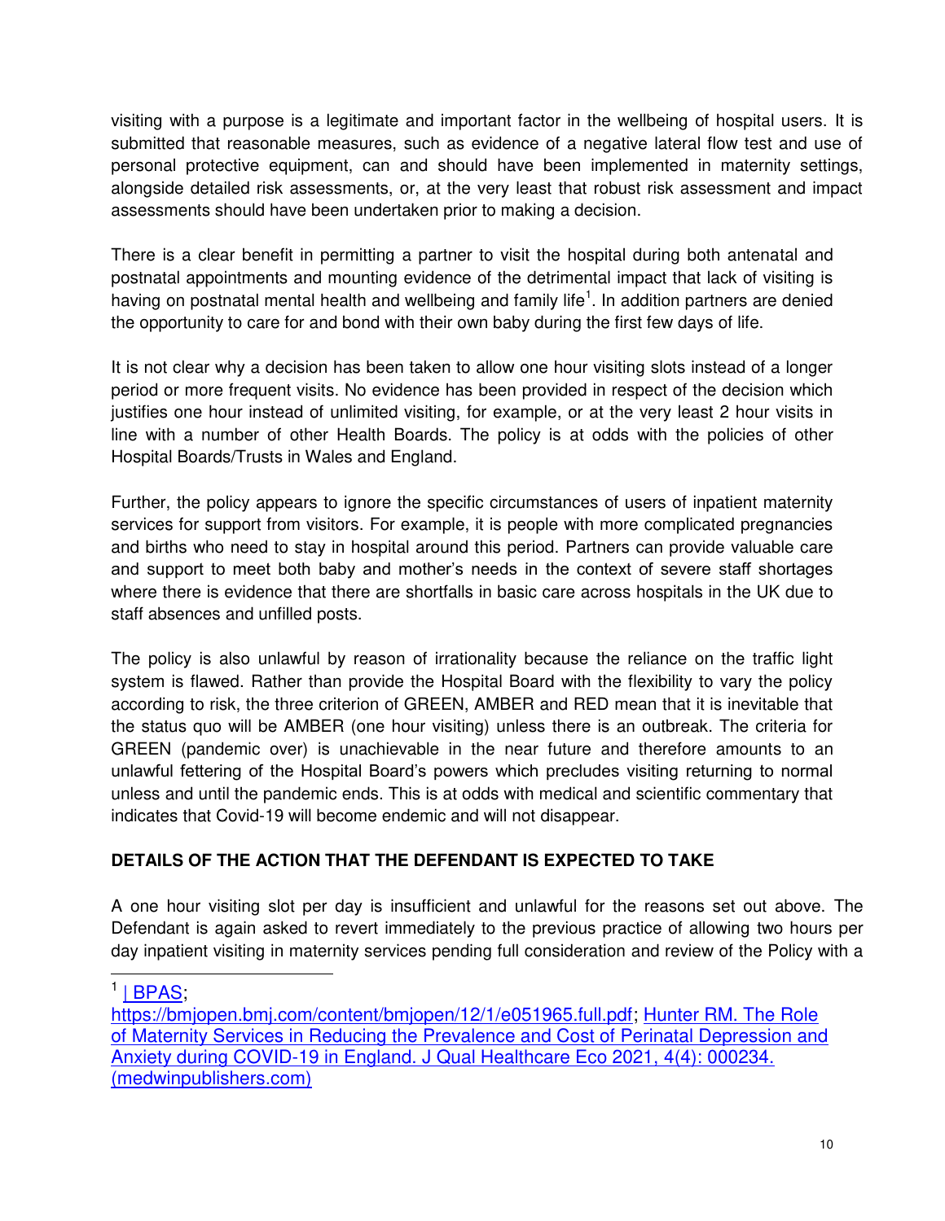visiting with a purpose is a legitimate and important factor in the wellbeing of hospital users. It is submitted that reasonable measures, such as evidence of a negative lateral flow test and use of personal protective equipment, can and should have been implemented in maternity settings, alongside detailed risk assessments, or, at the very least that robust risk assessment and impact assessments should have been undertaken prior to making a decision.

There is a clear benefit in permitting a partner to visit the hospital during both antenatal and postnatal appointments and mounting evidence of the detrimental impact that lack of visiting is having on postnatal mental health and wellbeing and family life[1]. In addition partners are denied the opportunity to care for and bond with their own baby during the first few days of life.

It is not clear why a decision has been taken to allow one hour visiting slots instead of a longer period or more frequent visits. No evidence has been provided in respect of the decision which justifies one hour instead of unlimited visiting, for example, or at the very least 2 hour visits in line with a number of other Health Boards. The policy is at odds with the policies of other Hospital Boards/Trusts in Wales and England.

Further, the policy appears to ignore the specific circumstances of users of inpatient maternity services for support from visitors. For example, it is people with more complicated pregnancies and births who need to stay in hospital around this period. Partners can provide valuable care and support to meet both baby and mother's needs in the context of severe staff shortages where there is evidence that there are shortfalls in basic care across hospitals in the UK due to staff absences and unfilled posts.

The policy is also unlawful by reason of irrationality because the reliance on the traffic light system is flawed. Rather than provide the Hospital Board with the flexibility to vary the policy according to risk, the three criterion of GREEN, AMBER and RED mean that it is inevitable that the status quo will be AMBER (one hour visiting) unless there is an outbreak. The criteria for GREEN (pandemic over) is unachievable in the near future and therefore amounts to an unlawful fettering of the Hospital Board's powers which precludes visiting returning to normal unless and until the pandemic ends. This is at odds with medical and scientific commentary that indicates that Covid-19 will become endemic and will not disappear.

**DETAILS OF THE ACTION THAT THE DEFENDANT IS EXPECTED TO TAKE**

A one hour visiting slot per day is insufficient and unlawful for the reasons set out above. The Defendant is again asked to revert immediately to the previous practice of allowing two hours per day inpatient visiting in maternity services pending full consideration and review of the Policy with a

---

[1] | BPAS; https://bmjopen.bmj.com/content/bmjopen/12/1/e051965.full.pdf; Hunter RM. The Role of Maternity Services in Reducing the Prevalence and Cost of Perinatal Depression and Anxiety during COVID-19 in England. J Qual Healthcare Eco 2021, 4(4): 000234. (medwinpublishers.com)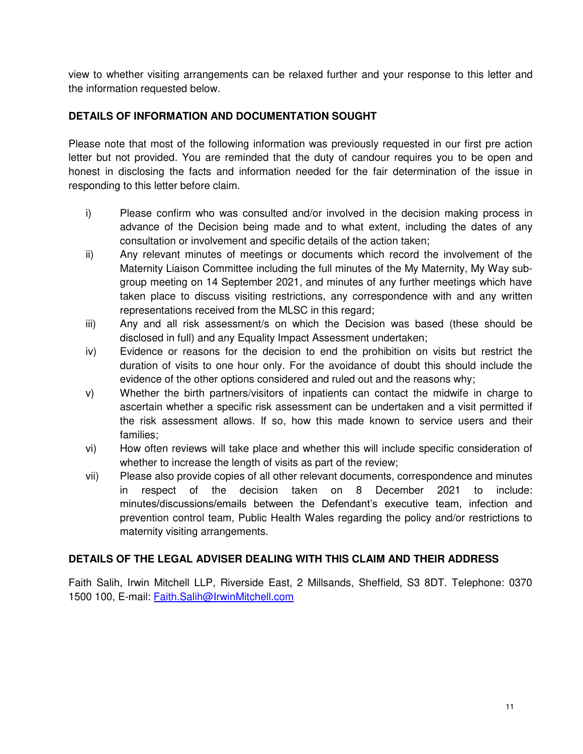view to whether visiting arrangements can be relaxed further and your response to this letter and the information requested below.

**DETAILS OF INFORMATION AND DOCUMENTATION SOUGHT**

Please note that most of the following information was previously requested in our first pre action letter but not provided. You are reminded that the duty of candour requires you to be open and honest in disclosing the facts and information needed for the fair determination of the issue in responding to this letter before claim.

i) Please confirm who was consulted and/or involved in the decision making process in advance of the Decision being made and to what extent, including the dates of any consultation or involvement and specific details of the action taken;

ii) Any relevant minutes of meetings or documents which record the involvement of the Maternity Liaison Committee including the full minutes of the My Maternity, My Way sub-group meeting on 14 September 2021, and minutes of any further meetings which have taken place to discuss visiting restrictions, any correspondence with and any written representations received from the MLSC in this regard;

iii) Any and all risk assessment/s on which the Decision was based (these should be disclosed in full) and any Equality Impact Assessment undertaken;

iv) Evidence or reasons for the decision to end the prohibition on visits but restrict the duration of visits to one hour only. For the avoidance of doubt this should include the evidence of the other options considered and ruled out and the reasons why;

v) Whether the birth partners/visitors of inpatients can contact the midwife in charge to ascertain whether a specific risk assessment can be undertaken and a visit permitted if the risk assessment allows. If so, how this made known to service users and their families;

vi) How often reviews will take place and whether this will include specific consideration of whether to increase the length of visits as part of the review;

vii) Please also provide copies of all other relevant documents, correspondence and minutes in respect of the decision taken on 8 December 2021 to include: minutes/discussions/emails between the Defendant's executive team, infection and prevention control team, Public Health Wales regarding the policy and/or restrictions to maternity visiting arrangements.

**DETAILS OF THE LEGAL ADVISER DEALING WITH THIS CLAIM AND THEIR ADDRESS**

Faith Salih, Irwin Mitchell LLP, Riverside East, 2 Millsands, Sheffield, S3 8DT. Telephone: 0370 1500 100, E-mail: Faith.Salih@IrwinMitchell.com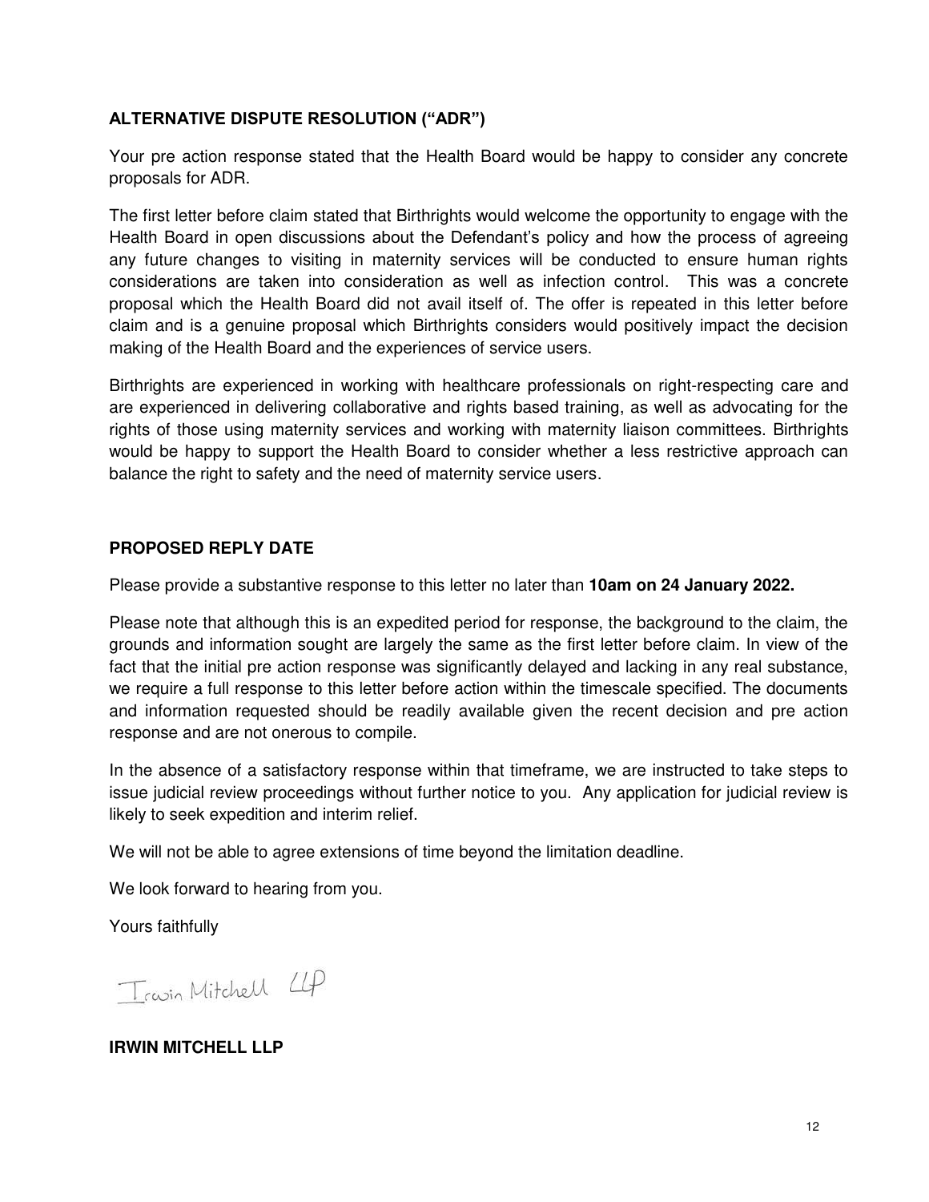## ALTERNATIVE DISPUTE RESOLUTION ("ADR")

Your pre action response stated that the Health Board would be happy to consider any concrete proposals for ADR.

The first letter before claim stated that Birthrights would welcome the opportunity to engage with the Health Board in open discussions about the Defendant's policy and how the process of agreeing any future changes to visiting in maternity services will be conducted to ensure human rights considerations are taken into consideration as well as infection control. This was a concrete proposal which the Health Board did not avail itself of. The offer is repeated in this letter before claim and is a genuine proposal which Birthrights considers would positively impact the decision making of the Health Board and the experiences of service users.

Birthrights are experienced in working with healthcare professionals on right-respecting care and are experienced in delivering collaborative and rights based training, as well as advocating for the rights of those using maternity services and working with maternity liaison committees. Birthrights would be happy to support the Health Board to consider whether a less restrictive approach can balance the right to safety and the need of maternity service users.

## PROPOSED REPLY DATE

Please provide a substantive response to this letter no later than **10am on 24 January 2022.**

Please note that although this is an expedited period for response, the background to the claim, the grounds and information sought are largely the same as the first letter before claim. In view of the fact that the initial pre action response was significantly delayed and lacking in any real substance, we require a full response to this letter before action within the timescale specified. The documents and information requested should be readily available given the recent decision and pre action response and are not onerous to compile.

In the absence of a satisfactory response within that timeframe, we are instructed to take steps to issue judicial review proceedings without further notice to you. Any application for judicial review is likely to seek expedition and interim relief.

We will not be able to agree extensions of time beyond the limitation deadline.

We look forward to hearing from you.

Yours faithfully

Irwin Mitchell LLP

**IRWIN MITCHELL LLP**